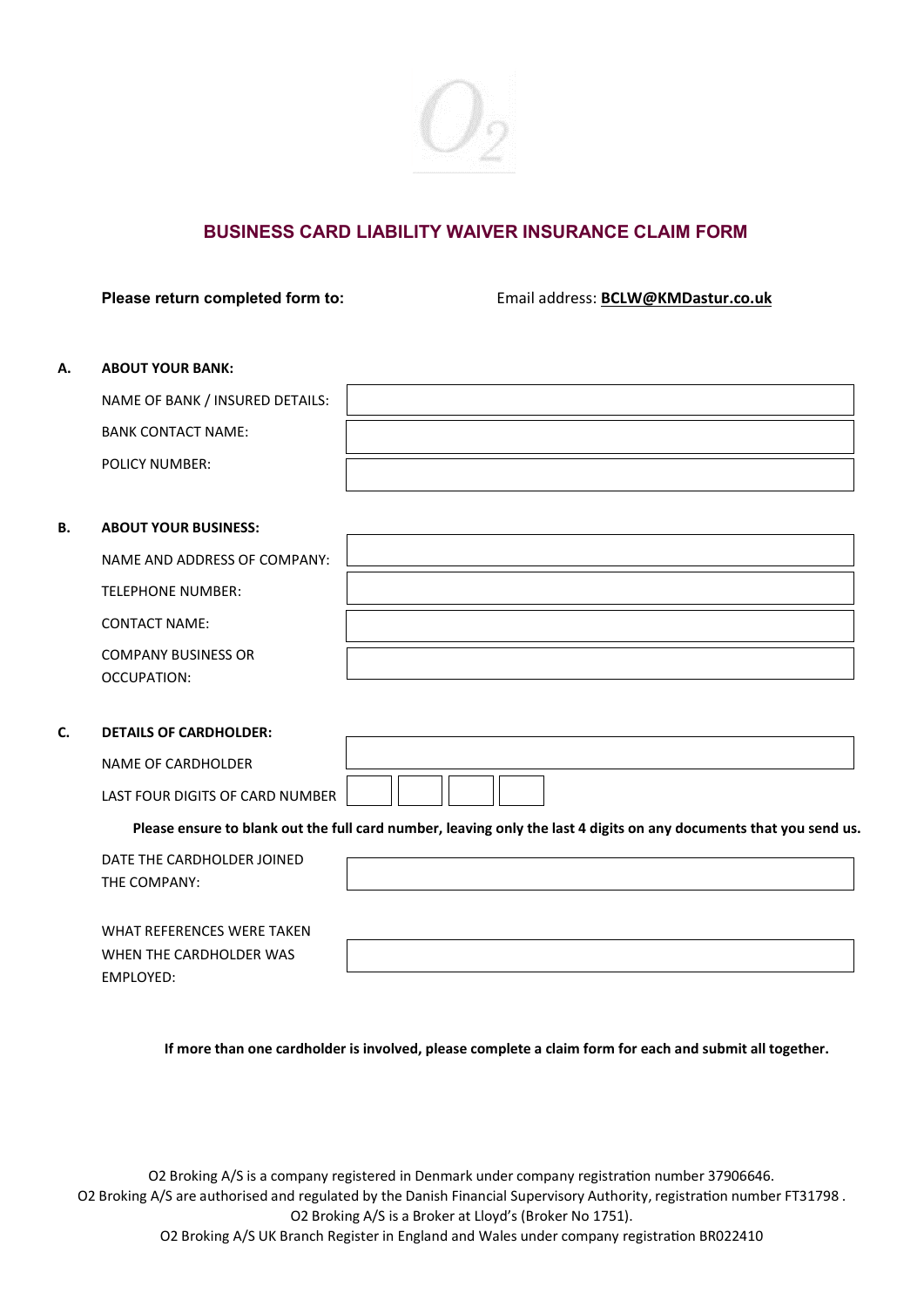# BUSINESS CARD LIABILITY WAIVER INSURANCE CLAIM FORM

**Please return completed form to:** Email address: **BCLW@KMDastur.co.uk**

**A. ABOUT YOUR BANK:**

| | |
|---|---|
| NAME OF BANK / INSURED DETAILS: | |
| BANK CONTACT NAME: | |
| POLICY NUMBER: | |

**B. ABOUT YOUR BUSINESS:**

| | |
|---|---|
| NAME AND ADDRESS OF COMPANY: | |
| TELEPHONE NUMBER: | |
| CONTACT NAME: | |
| COMPANY BUSINESS OR OCCUPATION: | |

**C. DETAILS OF CARDHOLDER:**

| | |
|---|---|
| NAME OF CARDHOLDER | |
| LAST FOUR DIGITS OF CARD NUMBER | |

**Please ensure to blank out the full card number, leaving only the last 4 digits on any documents that you send us.**

| | |
|---|---|
| DATE THE CARDHOLDER JOINED THE COMPANY: | |
| WHAT REFERENCES WERE TAKEN WHEN THE CARDHOLDER WAS EMPLOYED: | |

**If more than one cardholder is involved, please complete a claim form for each and submit all together.**

O2 Broking A/S is a company registered in Denmark under company registration number 37906646.
O2 Broking A/S are authorised and regulated by the Danish Financial Supervisory Authority, registration number FT31798 .
O2 Broking A/S is a Broker at Lloyd's (Broker No 1751).
O2 Broking A/S UK Branch Register in England and Wales under company registration BR022410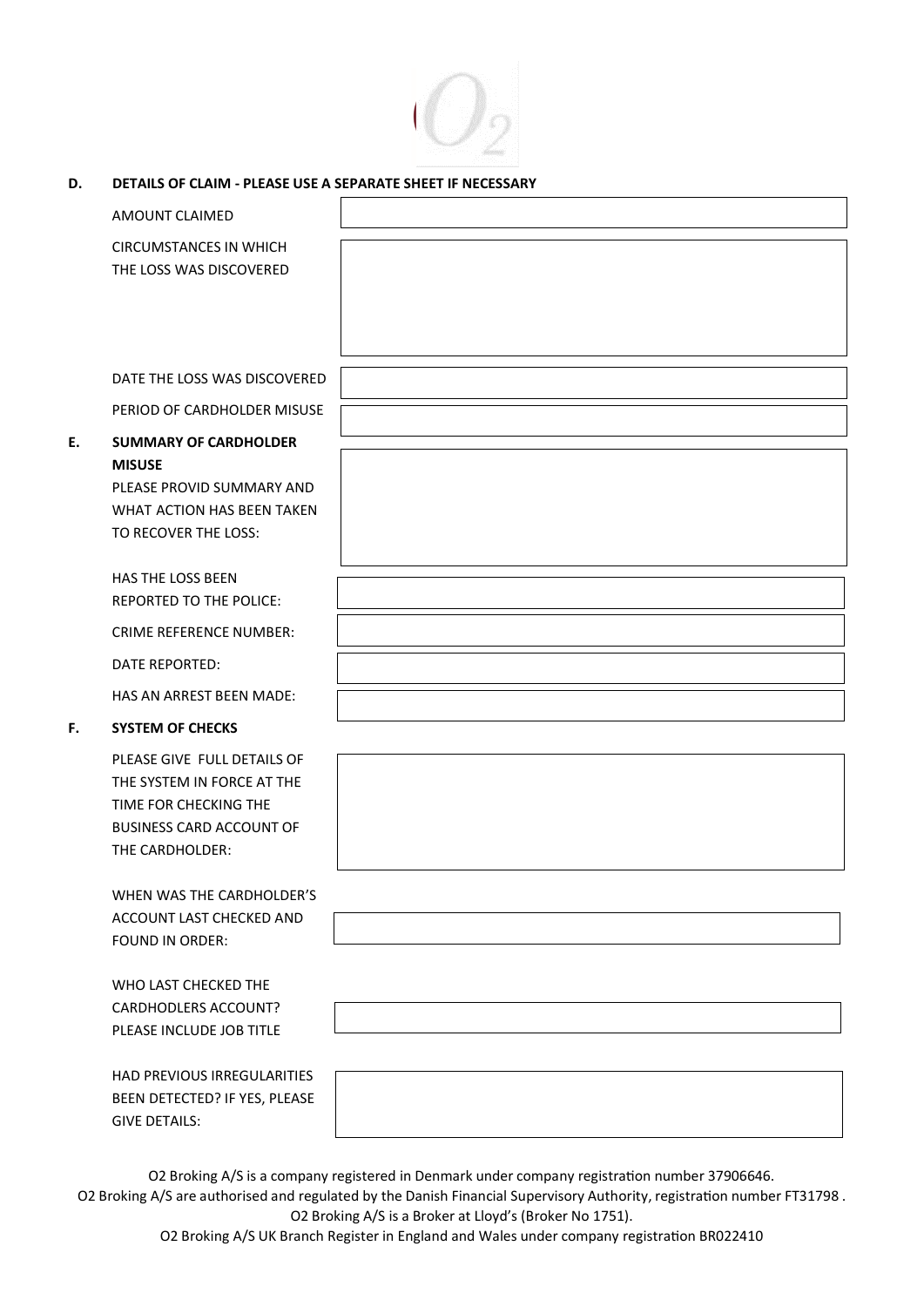**D. DETAILS OF CLAIM - PLEASE USE A SEPARATE SHEET IF NECESSARY**

| | |
|---|---|
| AMOUNT CLAIMED | |
| CIRCUMSTANCES IN WHICH THE LOSS WAS DISCOVERED | |
| DATE THE LOSS WAS DISCOVERED | |
| PERIOD OF CARDHOLDER MISUSE | |

**E. SUMMARY OF CARDHOLDER MISUSE**

| | |
|---|---|
| PLEASE PROVID SUMMARY AND WHAT ACTION HAS BEEN TAKEN TO RECOVER THE LOSS: | |
| HAS THE LOSS BEEN REPORTED TO THE POLICE: | |
| CRIME REFERENCE NUMBER: | |
| DATE REPORTED: | |
| HAS AN ARREST BEEN MADE: | |

**F. SYSTEM OF CHECKS**

| | |
|---|---|
| PLEASE GIVE FULL DETAILS OF THE SYSTEM IN FORCE AT THE TIME FOR CHECKING THE BUSINESS CARD ACCOUNT OF THE CARDHOLDER: | |
| WHEN WAS THE CARDHOLDER'S ACCOUNT LAST CHECKED AND FOUND IN ORDER: | |
| WHO LAST CHECKED THE CARDHODLERS ACCOUNT? PLEASE INCLUDE JOB TITLE | |
| HAD PREVIOUS IRREGULARITIES BEEN DETECTED? IF YES, PLEASE GIVE DETAILS: | |

O2 Broking A/S is a company registered in Denmark under company registration number 37906646.
O2 Broking A/S are authorised and regulated by the Danish Financial Supervisory Authority, registration number FT31798 .
O2 Broking A/S is a Broker at Lloyd's (Broker No 1751).
O2 Broking A/S UK Branch Register in England and Wales under company registration BR022410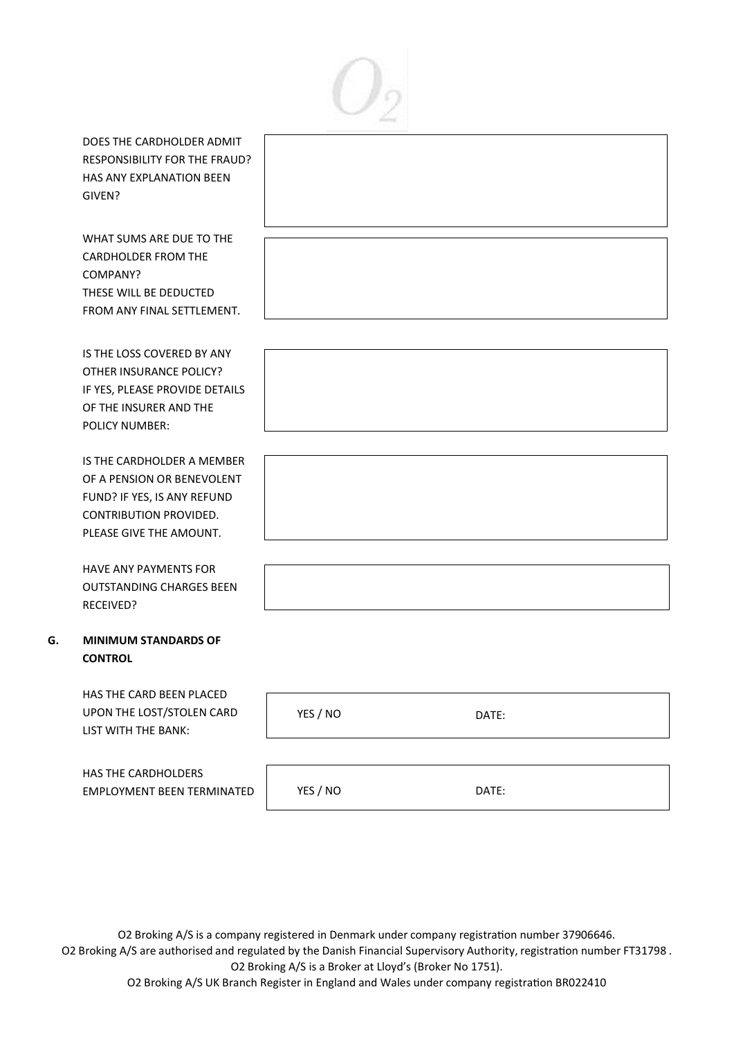| | |
|---|---|
| DOES THE CARDHOLDER ADMIT RESPONSIBILITY FOR THE FRAUD? HAS ANY EXPLANATION BEEN GIVEN? | |
| WHAT SUMS ARE DUE TO THE CARDHOLDER FROM THE COMPANY? THESE WILL BE DEDUCTED FROM ANY FINAL SETTLEMENT. | |
| IS THE LOSS COVERED BY ANY OTHER INSURANCE POLICY? IF YES, PLEASE PROVIDE DETAILS OF THE INSURER AND THE POLICY NUMBER: | |
| IS THE CARDHOLDER A MEMBER OF A PENSION OR BENEVOLENT FUND? IF YES, IS ANY REFUND CONTRIBUTION PROVIDED. PLEASE GIVE THE AMOUNT. | |
| HAVE ANY PAYMENTS FOR OUTSTANDING CHARGES BEEN RECEIVED? | |

## G. MINIMUM STANDARDS OF CONTROL

| | | |
|---|---|---|
| HAS THE CARD BEEN PLACED UPON THE LOST/STOLEN CARD LIST WITH THE BANK: | YES / NO | DATE: |
| HAS THE CARDHOLDERS EMPLOYMENT BEEN TERMINATED | YES / NO | DATE: |

O2 Broking A/S is a company registered in Denmark under company registration number 37906646.
O2 Broking A/S are authorised and regulated by the Danish Financial Supervisory Authority, registration number FT31798 .
O2 Broking A/S is a Broker at Lloyd's (Broker No 1751).
O2 Broking A/S UK Branch Register in England and Wales under company registration BR022410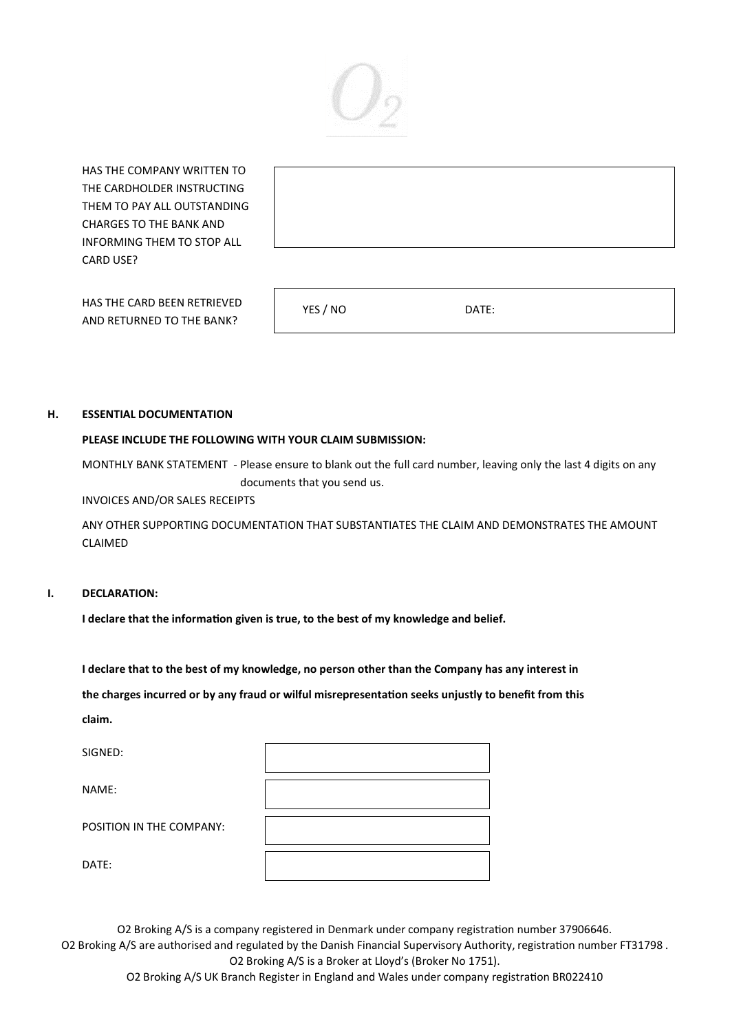| | |
|---|---|
| HAS THE COMPANY WRITTEN TO THE CARDHOLDER INSTRUCTING THEM TO PAY ALL OUTSTANDING CHARGES TO THE BANK AND INFORMING THEM TO STOP ALL CARD USE? | |
| HAS THE CARD BEEN RETRIEVED AND RETURNED TO THE BANK? | YES / NO DATE: |

## H. ESSENTIAL DOCUMENTATION

**PLEASE INCLUDE THE FOLLOWING WITH YOUR CLAIM SUBMISSION:**

MONTHLY BANK STATEMENT - Please ensure to blank out the full card number, leaving only the last 4 digits on any documents that you send us.

INVOICES AND/OR SALES RECEIPTS

ANY OTHER SUPPORTING DOCUMENTATION THAT SUBSTANTIATES THE CLAIM AND DEMONSTRATES THE AMOUNT CLAIMED

## I. DECLARATION:

**I declare that the information given is true, to the best of my knowledge and belief.**

**I declare that to the best of my knowledge, no person other than the Company has any interest in the charges incurred or by any fraud or wilful misrepresentation seeks unjustly to benefit from this claim.**

| | |
|---|---|
| SIGNED: | |
| NAME: | |
| POSITION IN THE COMPANY: | |
| DATE: | |

O2 Broking A/S is a company registered in Denmark under company registration number 37906646.
O2 Broking A/S are authorised and regulated by the Danish Financial Supervisory Authority, registration number FT31798 .
O2 Broking A/S is a Broker at Lloyd's (Broker No 1751).
O2 Broking A/S UK Branch Register in England and Wales under company registration BR022410